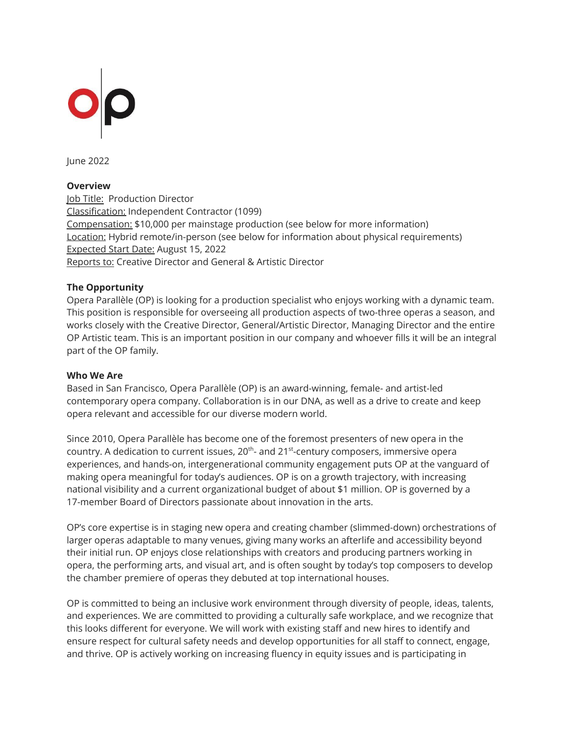June 2022

**Overview**

Job Title: Production Director
Classification: Independent Contractor (1099)
Compensation: $10,000 per mainstage production (see below for more information)
Location: Hybrid remote/in-person (see below for information about physical requirements)
Expected Start Date: August 15, 2022
Reports to: Creative Director and General & Artistic Director

**The Opportunity**

Opera Parallèle (OP) is looking for a production specialist who enjoys working with a dynamic team. This position is responsible for overseeing all production aspects of two-three operas a season, and works closely with the Creative Director, General/Artistic Director, Managing Director and the entire OP Artistic team. This is an important position in our company and whoever fills it will be an integral part of the OP family.

**Who We Are**

Based in San Francisco, Opera Parallèle (OP) is an award-winning, female- and artist-led contemporary opera company. Collaboration is in our DNA, as well as a drive to create and keep opera relevant and accessible for our diverse modern world.

Since 2010, Opera Parallèle has become one of the foremost presenters of new opera in the country. A dedication to current issues, 20th- and 21st-century composers, immersive opera experiences, and hands-on, intergenerational community engagement puts OP at the vanguard of making opera meaningful for today's audiences. OP is on a growth trajectory, with increasing national visibility and a current organizational budget of about $1 million. OP is governed by a 17-member Board of Directors passionate about innovation in the arts.

OP's core expertise is in staging new opera and creating chamber (slimmed-down) orchestrations of larger operas adaptable to many venues, giving many works an afterlife and accessibility beyond their initial run. OP enjoys close relationships with creators and producing partners working in opera, the performing arts, and visual art, and is often sought by today's top composers to develop the chamber premiere of operas they debuted at top international houses.

OP is committed to being an inclusive work environment through diversity of people, ideas, talents, and experiences. We are committed to providing a culturally safe workplace, and we recognize that this looks different for everyone. We will work with existing staff and new hires to identify and ensure respect for cultural safety needs and develop opportunities for all staff to connect, engage, and thrive. OP is actively working on increasing fluency in equity issues and is participating in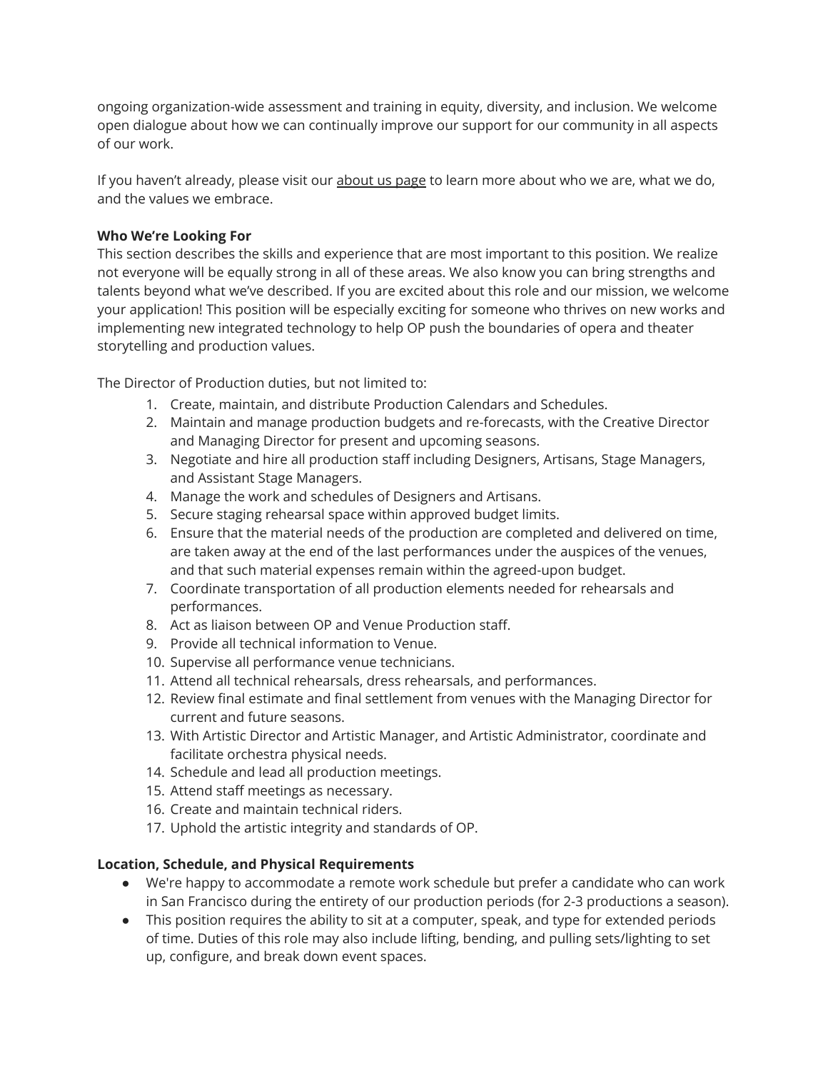ongoing organization-wide assessment and training in equity, diversity, and inclusion. We welcome open dialogue about how we can continually improve our support for our community in all aspects of our work.

If you haven't already, please visit our about us page to learn more about who we are, what we do, and the values we embrace.

**Who We're Looking For**

This section describes the skills and experience that are most important to this position. We realize not everyone will be equally strong in all of these areas. We also know you can bring strengths and talents beyond what we've described. If you are excited about this role and our mission, we welcome your application! This position will be especially exciting for someone who thrives on new works and implementing new integrated technology to help OP push the boundaries of opera and theater storytelling and production values.

The Director of Production duties, but not limited to:

1. Create, maintain, and distribute Production Calendars and Schedules.
2. Maintain and manage production budgets and re-forecasts, with the Creative Director and Managing Director for present and upcoming seasons.
3. Negotiate and hire all production staff including Designers, Artisans, Stage Managers, and Assistant Stage Managers.
4. Manage the work and schedules of Designers and Artisans.
5. Secure staging rehearsal space within approved budget limits.
6. Ensure that the material needs of the production are completed and delivered on time, are taken away at the end of the last performances under the auspices of the venues, and that such material expenses remain within the agreed-upon budget.
7. Coordinate transportation of all production elements needed for rehearsals and performances.
8. Act as liaison between OP and Venue Production staff.
9. Provide all technical information to Venue.
10. Supervise all performance venue technicians.
11. Attend all technical rehearsals, dress rehearsals, and performances.
12. Review final estimate and final settlement from venues with the Managing Director for current and future seasons.
13. With Artistic Director and Artistic Manager, and Artistic Administrator, coordinate and facilitate orchestra physical needs.
14. Schedule and lead all production meetings.
15. Attend staff meetings as necessary.
16. Create and maintain technical riders.
17. Uphold the artistic integrity and standards of OP.

**Location, Schedule, and Physical Requirements**

- We're happy to accommodate a remote work schedule but prefer a candidate who can work in San Francisco during the entirety of our production periods (for 2-3 productions a season).
- This position requires the ability to sit at a computer, speak, and type for extended periods of time. Duties of this role may also include lifting, bending, and pulling sets/lighting to set up, configure, and break down event spaces.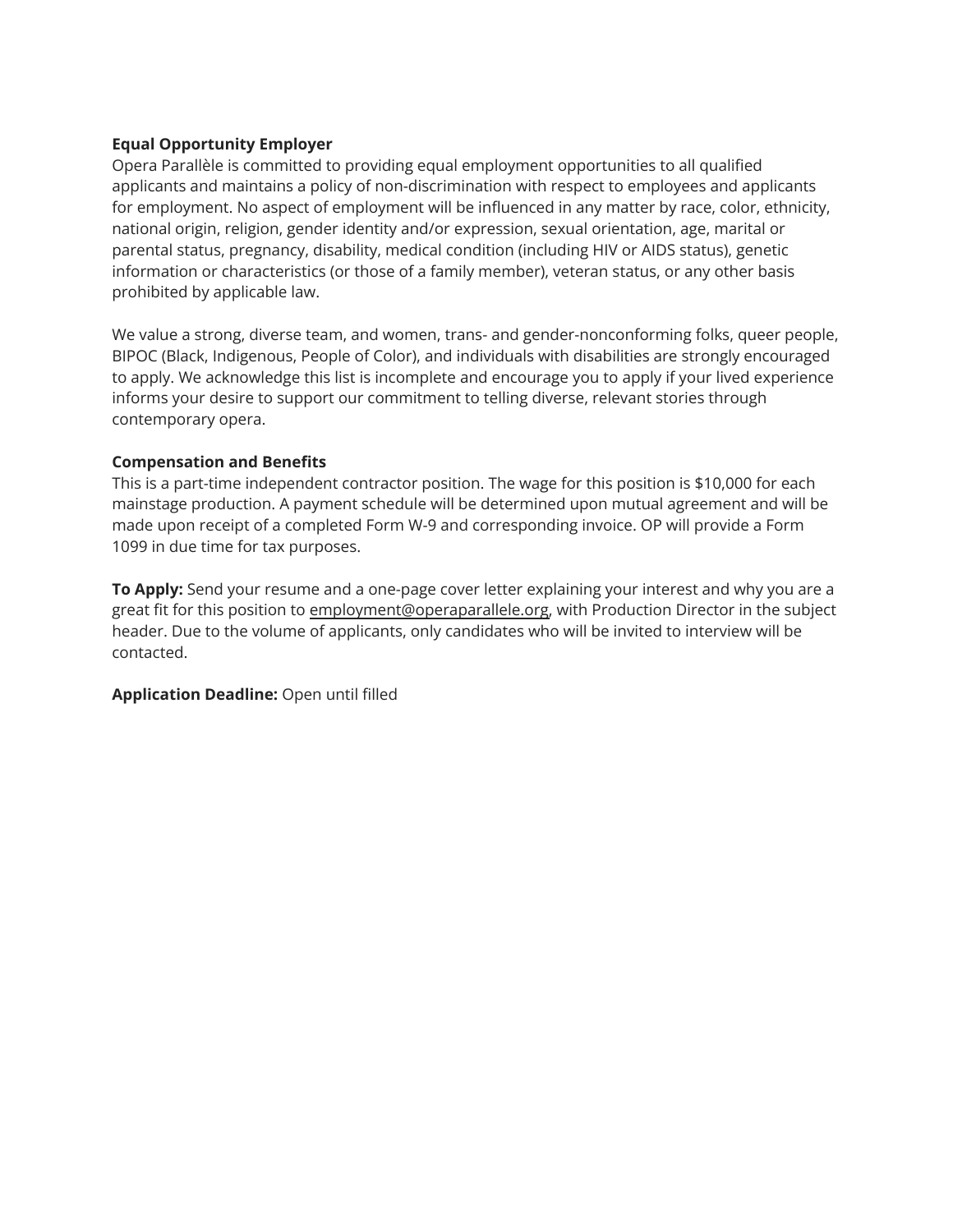**Equal Opportunity Employer**
Opera Parallèle is committed to providing equal employment opportunities to all qualified applicants and maintains a policy of non-discrimination with respect to employees and applicants for employment. No aspect of employment will be influenced in any matter by race, color, ethnicity, national origin, religion, gender identity and/or expression, sexual orientation, age, marital or parental status, pregnancy, disability, medical condition (including HIV or AIDS status), genetic information or characteristics (or those of a family member), veteran status, or any other basis prohibited by applicable law.

We value a strong, diverse team, and women, trans- and gender-nonconforming folks, queer people, BIPOC (Black, Indigenous, People of Color), and individuals with disabilities are strongly encouraged to apply. We acknowledge this list is incomplete and encourage you to apply if your lived experience informs your desire to support our commitment to telling diverse, relevant stories through contemporary opera.

**Compensation and Benefits**
This is a part-time independent contractor position. The wage for this position is $10,000 for each mainstage production. A payment schedule will be determined upon mutual agreement and will be made upon receipt of a completed Form W-9 and corresponding invoice. OP will provide a Form 1099 in due time for tax purposes.

**To Apply:** Send your resume and a one-page cover letter explaining your interest and why you are a great fit for this position to employment@operaparallele.org, with Production Director in the subject header. Due to the volume of applicants, only candidates who will be invited to interview will be contacted.

**Application Deadline:** Open until filled